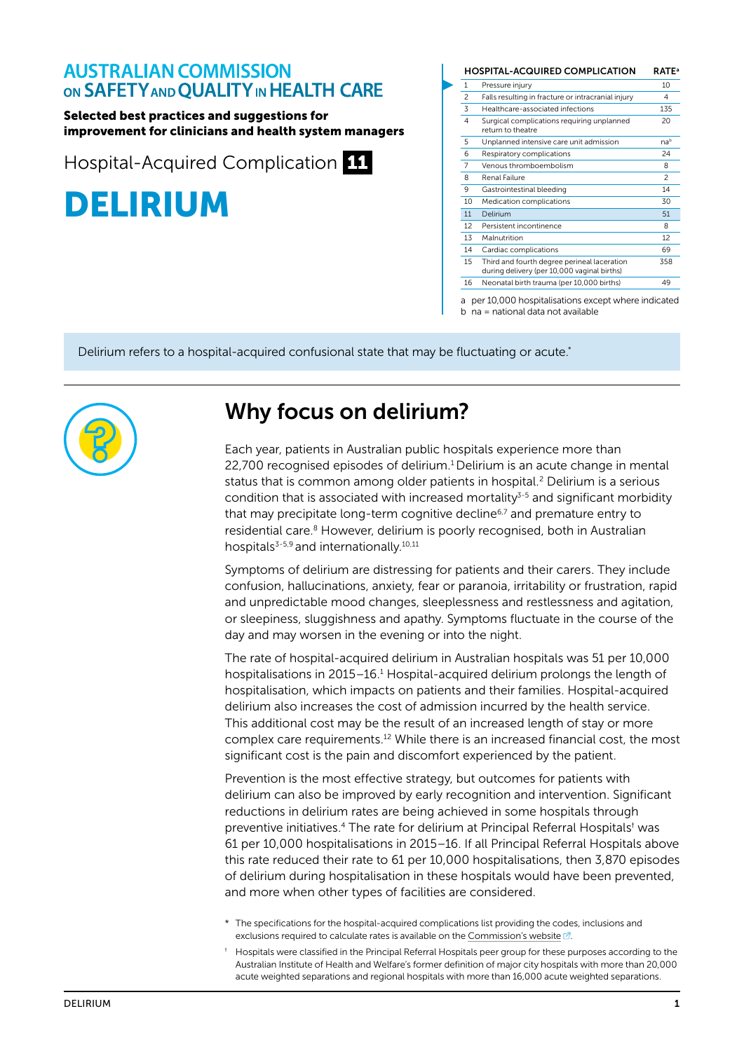**AUSTRALIAN COMMISSION ON SAFETY AND QUALITY IN HEALTH CARE**

**Selected best practices and suggestions for improvement for clinicians and health system managers**

Hospital-Acquired Complication **11**

# DELIRIUM

| | HOSPITAL-ACQUIRED COMPLICATION | RATE[a] |
|---|---|---|
| 1 | Pressure injury | 10 |
| 2 | Falls resulting in fracture or intracranial injury | 4 |
| 3 | Healthcare-associated infections | 135 |
| 4 | Surgical complications requiring unplanned return to theatre | 20 |
| 5 | Unplanned intensive care unit admission | na[b] |
| 6 | Respiratory complications | 24 |
| 7 | Venous thromboembolism | 8 |
| 8 | Renal Failure | 2 |
| 9 | Gastrointestinal bleeding | 14 |
| 10 | Medication complications | 30 |
| 11 | Delirium | 51 |
| 12 | Persistent incontinence | 8 |
| 13 | Malnutrition | 12 |
| 14 | Cardiac complications | 69 |
| 15 | Third and fourth degree perineal laceration during delivery (per 10,000 vaginal births) | 358 |
| 16 | Neonatal birth trauma (per 10,000 births) | 49 |

a per 10,000 hospitalisations except where indicated
b na = national data not available

Delirium refers to a hospital-acquired confusional state that may be fluctuating or acute.*

## Why focus on delirium?

Each year, patients in Australian public hospitals experience more than 22,700 recognised episodes of delirium.[1] Delirium is an acute change in mental status that is common among older patients in hospital.[2] Delirium is a serious condition that is associated with increased mortality[3-5] and significant morbidity that may precipitate long-term cognitive decline[6,7] and premature entry to residential care.[8] However, delirium is poorly recognised, both in Australian hospitals[3-5,9] and internationally.[10,11]

Symptoms of delirium are distressing for patients and their carers. They include confusion, hallucinations, anxiety, fear or paranoia, irritability or frustration, rapid and unpredictable mood changes, sleeplessness and restlessness and agitation, or sleepiness, sluggishness and apathy. Symptoms fluctuate in the course of the day and may worsen in the evening or into the night.

The rate of hospital-acquired delirium in Australian hospitals was 51 per 10,000 hospitalisations in 2015–16.[1] Hospital-acquired delirium prolongs the length of hospitalisation, which impacts on patients and their families. Hospital-acquired delirium also increases the cost of admission incurred by the health service. This additional cost may be the result of an increased length of stay or more complex care requirements.[12] While there is an increased financial cost, the most significant cost is the pain and discomfort experienced by the patient.

Prevention is the most effective strategy, but outcomes for patients with delirium can also be improved by early recognition and intervention. Significant reductions in delirium rates are being achieved in some hospitals through preventive initiatives.[4] The rate for delirium at Principal Referral Hospitals† was 61 per 10,000 hospitalisations in 2015–16. If all Principal Referral Hospitals above this rate reduced their rate to 61 per 10,000 hospitalisations, then 3,870 episodes of delirium during hospitalisation in these hospitals would have been prevented, and more when other types of facilities are considered.

\* The specifications for the hospital-acquired complications list providing the codes, inclusions and exclusions required to calculate rates is available on the Commission's website.

† Hospitals were classified in the Principal Referral Hospitals peer group for these purposes according to the Australian Institute of Health and Welfare's former definition of major city hospitals with more than 20,000 acute weighted separations and regional hospitals with more than 16,000 acute weighted separations.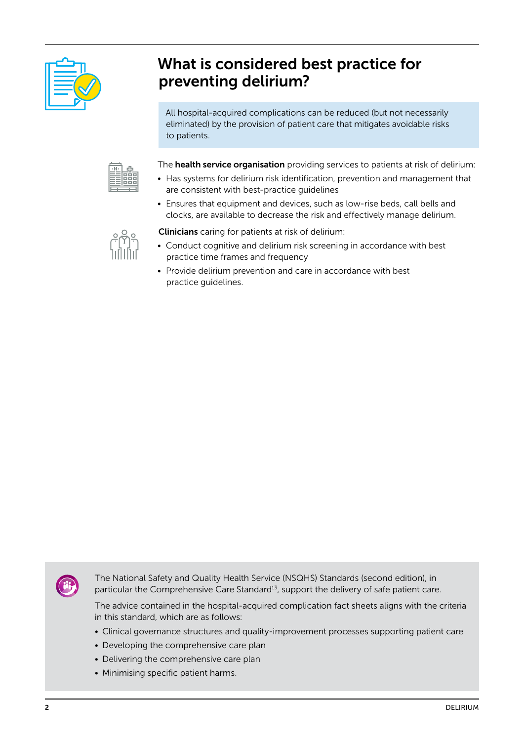## What is considered best practice for preventing delirium?

All hospital-acquired complications can be reduced (but not necessarily eliminated) by the provision of patient care that mitigates avoidable risks to patients.

The **health service organisation** providing services to patients at risk of delirium:

- Has systems for delirium risk identification, prevention and management that are consistent with best-practice guidelines
- Ensures that equipment and devices, such as low-rise beds, call bells and clocks, are available to decrease the risk and effectively manage delirium.

**Clinicians** caring for patients at risk of delirium:

- Conduct cognitive and delirium risk screening in accordance with best practice time frames and frequency
- Provide delirium prevention and care in accordance with best practice guidelines.

The National Safety and Quality Health Service (NSQHS) Standards (second edition), in particular the Comprehensive Care Standard[13], support the delivery of safe patient care.

The advice contained in the hospital-acquired complication fact sheets aligns with the criteria in this standard, which are as follows:

- Clinical governance structures and quality-improvement processes supporting patient care
- Developing the comprehensive care plan
- Delivering the comprehensive care plan
- Minimising specific patient harms.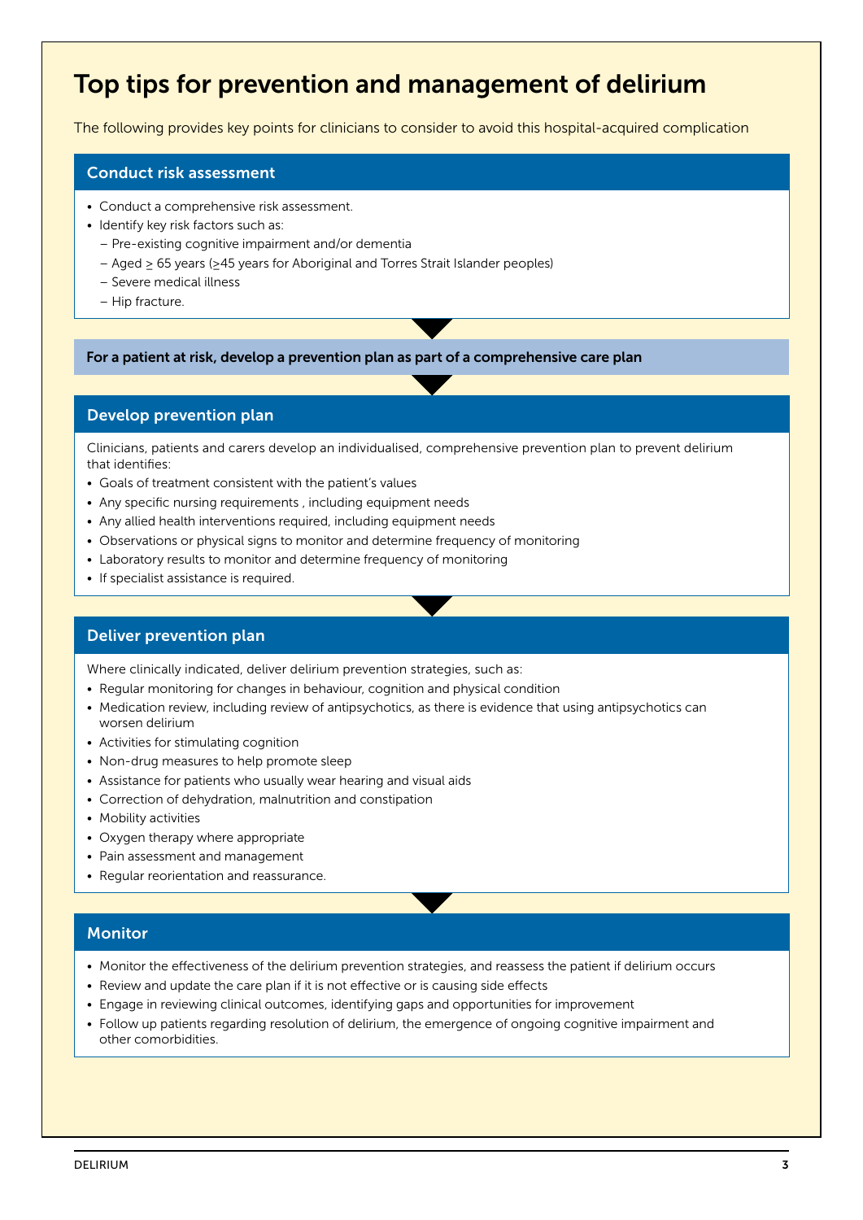# Top tips for prevention and management of delirium

The following provides key points for clinicians to consider to avoid this hospital-acquired complication

## Conduct risk assessment

- Conduct a comprehensive risk assessment.
- Identify key risk factors such as:
  - Pre-existing cognitive impairment and/or dementia
  - Aged ≥ 65 years (≥45 years for Aboriginal and Torres Strait Islander peoples)
  - Severe medical illness
  - Hip fracture.

**For a patient at risk, develop a prevention plan as part of a comprehensive care plan**

## Develop prevention plan

Clinicians, patients and carers develop an individualised, comprehensive prevention plan to prevent delirium that identifies:

- Goals of treatment consistent with the patient's values
- Any specific nursing requirements , including equipment needs
- Any allied health interventions required, including equipment needs
- Observations or physical signs to monitor and determine frequency of monitoring
- Laboratory results to monitor and determine frequency of monitoring
- If specialist assistance is required.

## Deliver prevention plan

Where clinically indicated, deliver delirium prevention strategies, such as:

- Regular monitoring for changes in behaviour, cognition and physical condition
- Medication review, including review of antipsychotics, as there is evidence that using antipsychotics can worsen delirium
- Activities for stimulating cognition
- Non-drug measures to help promote sleep
- Assistance for patients who usually wear hearing and visual aids
- Correction of dehydration, malnutrition and constipation
- Mobility activities
- Oxygen therapy where appropriate
- Pain assessment and management
- Regular reorientation and reassurance.

## Monitor

- Monitor the effectiveness of the delirium prevention strategies, and reassess the patient if delirium occurs
- Review and update the care plan if it is not effective or is causing side effects
- Engage in reviewing clinical outcomes, identifying gaps and opportunities for improvement
- Follow up patients regarding resolution of delirium, the emergence of ongoing cognitive impairment and other comorbidities.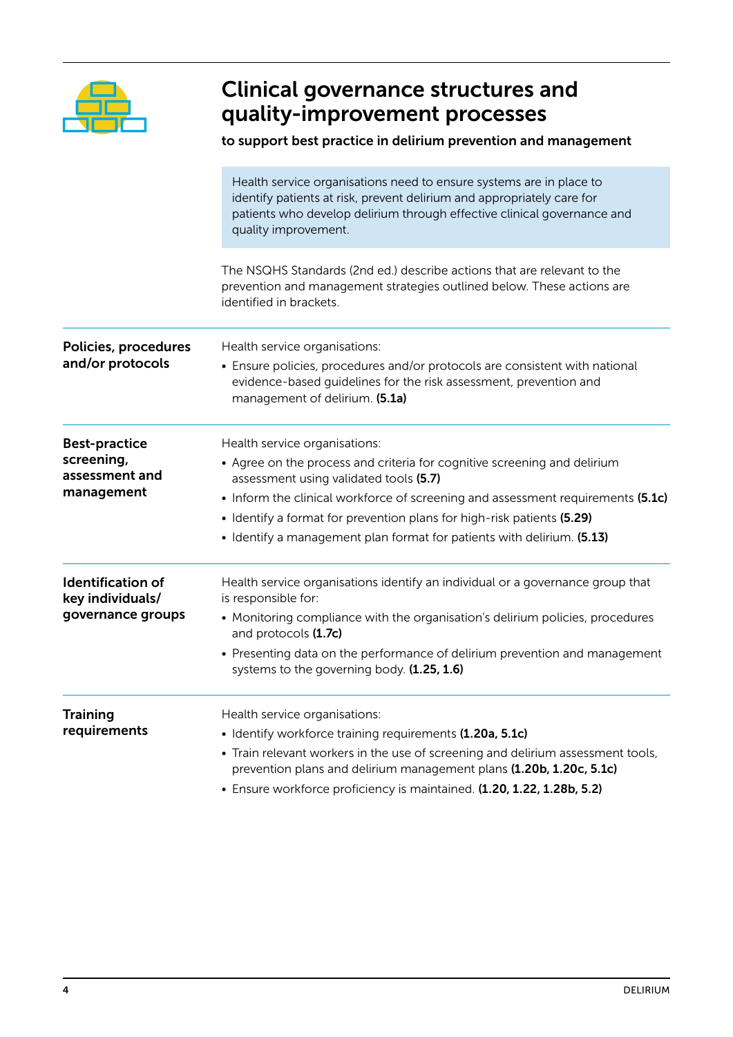# Clinical governance structures and quality-improvement processes

**to support best practice in delirium prevention and management**

Health service organisations need to ensure systems are in place to identify patients at risk, prevent delirium and appropriately care for patients who develop delirium through effective clinical governance and quality improvement.

The NSQHS Standards (2nd ed.) describe actions that are relevant to the prevention and management strategies outlined below. These actions are identified in brackets.

## Policies, procedures and/or protocols

Health service organisations:

- Ensure policies, procedures and/or protocols are consistent with national evidence-based guidelines for the risk assessment, prevention and management of delirium. **(5.1a)**

## Best-practice screening, assessment and management

Health service organisations:

- Agree on the process and criteria for cognitive screening and delirium assessment using validated tools **(5.7)**
- Inform the clinical workforce of screening and assessment requirements **(5.1c)**
- Identify a format for prevention plans for high-risk patients **(5.29)**
- Identify a management plan format for patients with delirium. **(5.13)**

## Identification of key individuals/ governance groups

Health service organisations identify an individual or a governance group that is responsible for:

- Monitoring compliance with the organisation's delirium policies, procedures and protocols **(1.7c)**
- Presenting data on the performance of delirium prevention and management systems to the governing body. **(1.25, 1.6)**

## Training requirements

Health service organisations:

- Identify workforce training requirements **(1.20a, 5.1c)**
- Train relevant workers in the use of screening and delirium assessment tools, prevention plans and delirium management plans **(1.20b, 1.20c, 5.1c)**
- Ensure workforce proficiency is maintained. **(1.20, 1.22, 1.28b, 5.2)**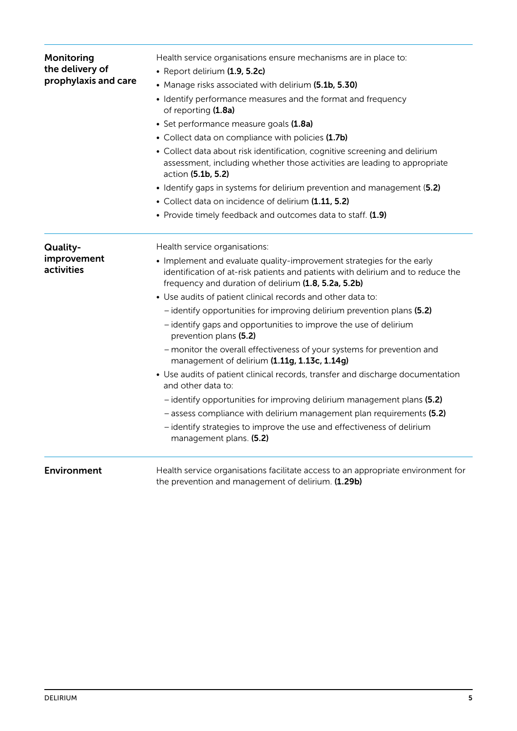**Monitoring the delivery of prophylaxis and care**

Health service organisations ensure mechanisms are in place to:

- Report delirium **(1.9, 5.2c)**
- Manage risks associated with delirium **(5.1b, 5.30)**
- Identify performance measures and the format and frequency of reporting **(1.8a)**
- Set performance measure goals **(1.8a)**
- Collect data on compliance with policies **(1.7b)**
- Collect data about risk identification, cognitive screening and delirium assessment, including whether those activities are leading to appropriate action **(5.1b, 5.2)**
- Identify gaps in systems for delirium prevention and management (**5.2)**
- Collect data on incidence of delirium **(1.11, 5.2)**
- Provide timely feedback and outcomes data to staff. **(1.9)**

**Quality-improvement activities**

Health service organisations:

- Implement and evaluate quality-improvement strategies for the early identification of at-risk patients and patients with delirium and to reduce the frequency and duration of delirium **(1.8, 5.2a, 5.2b)**
- Use audits of patient clinical records and other data to:
  - identify opportunities for improving delirium prevention plans **(5.2)**
  - identify gaps and opportunities to improve the use of delirium prevention plans **(5.2)**
  - monitor the overall effectiveness of your systems for prevention and management of delirium **(1.11g, 1.13c, 1.14g)**
- Use audits of patient clinical records, transfer and discharge documentation and other data to:
  - identify opportunities for improving delirium management plans **(5.2)**
  - assess compliance with delirium management plan requirements **(5.2)**
  - identify strategies to improve the use and effectiveness of delirium management plans. **(5.2)**

**Environment**

Health service organisations facilitate access to an appropriate environment for the prevention and management of delirium. **(1.29b)**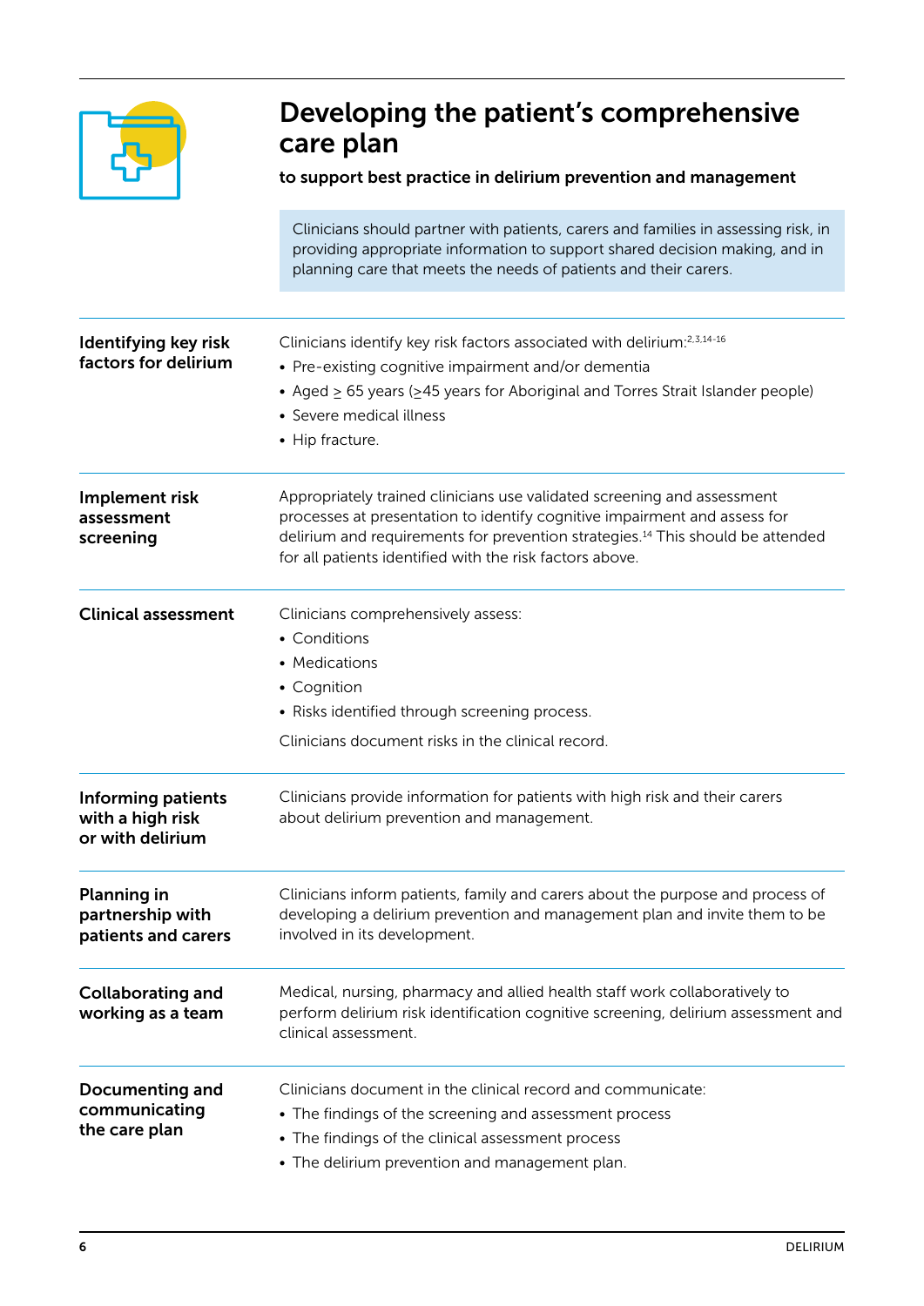# Developing the patient's comprehensive care plan

**to support best practice in delirium prevention and management**

Clinicians should partner with patients, carers and families in assessing risk, in providing appropriate information to support shared decision making, and in planning care that meets the needs of patients and their carers.

| | |
|---|---|
| **Identifying key risk factors for delirium** | Clinicians identify key risk factors associated with delirium:[2,3,14-16]<br>• Pre-existing cognitive impairment and/or dementia<br>• Aged ≥ 65 years (≥45 years for Aboriginal and Torres Strait Islander people)<br>• Severe medical illness<br>• Hip fracture. |
| **Implement risk assessment screening** | Appropriately trained clinicians use validated screening and assessment processes at presentation to identify cognitive impairment and assess for delirium and requirements for prevention strategies.[14] This should be attended for all patients identified with the risk factors above. |
| **Clinical assessment** | Clinicians comprehensively assess:<br>• Conditions<br>• Medications<br>• Cognition<br>• Risks identified through screening process.<br>Clinicians document risks in the clinical record. |
| **Informing patients with a high risk or with delirium** | Clinicians provide information for patients with high risk and their carers about delirium prevention and management. |
| **Planning in partnership with patients and carers** | Clinicians inform patients, family and carers about the purpose and process of developing a delirium prevention and management plan and invite them to be involved in its development. |
| **Collaborating and working as a team** | Medical, nursing, pharmacy and allied health staff work collaboratively to perform delirium risk identification cognitive screening, delirium assessment and clinical assessment. |
| **Documenting and communicating the care plan** | Clinicians document in the clinical record and communicate:<br>• The findings of the screening and assessment process<br>• The findings of the clinical assessment process<br>• The delirium prevention and management plan. |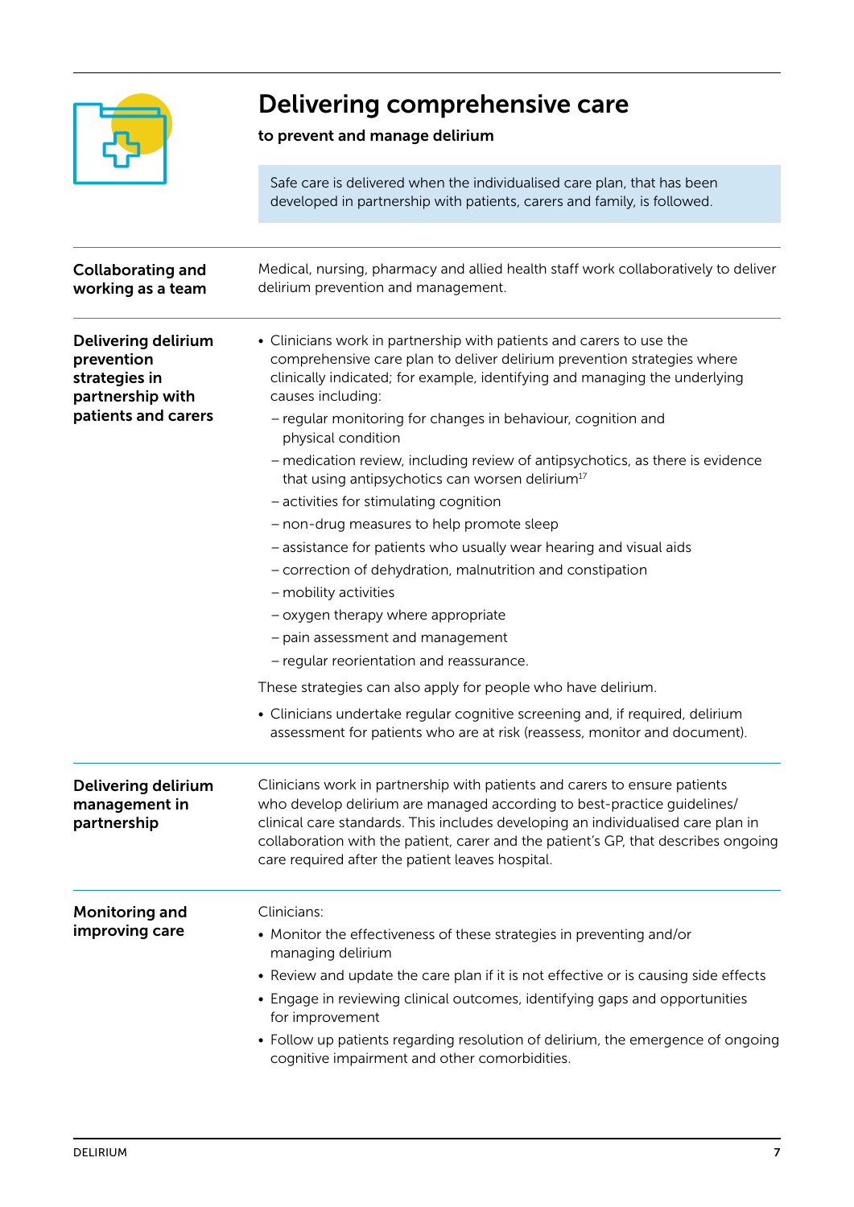# Delivering comprehensive care

**to prevent and manage delirium**

Safe care is delivered when the individualised care plan, that has been developed in partnership with patients, carers and family, is followed.

### Collaborating and working as a team

Medical, nursing, pharmacy and allied health staff work collaboratively to deliver delirium prevention and management.

### Delivering delirium prevention strategies in partnership with patients and carers

- Clinicians work in partnership with patients and carers to use the comprehensive care plan to deliver delirium prevention strategies where clinically indicated; for example, identifying and managing the underlying causes including:
  - regular monitoring for changes in behaviour, cognition and physical condition
  - medication review, including review of antipsychotics, as there is evidence that using antipsychotics can worsen delirium[17]
  - activities for stimulating cognition
  - non-drug measures to help promote sleep
  - assistance for patients who usually wear hearing and visual aids
  - correction of dehydration, malnutrition and constipation
  - mobility activities
  - oxygen therapy where appropriate
  - pain assessment and management
  - regular reorientation and reassurance.

These strategies can also apply for people who have delirium.

- Clinicians undertake regular cognitive screening and, if required, delirium assessment for patients who are at risk (reassess, monitor and document).

### Delivering delirium management in partnership

Clinicians work in partnership with patients and carers to ensure patients who develop delirium are managed according to best-practice guidelines/clinical care standards. This includes developing an individualised care plan in collaboration with the patient, carer and the patient's GP, that describes ongoing care required after the patient leaves hospital.

### Monitoring and improving care

Clinicians:

- Monitor the effectiveness of these strategies in preventing and/or managing delirium
- Review and update the care plan if it is not effective or is causing side effects
- Engage in reviewing clinical outcomes, identifying gaps and opportunities for improvement
- Follow up patients regarding resolution of delirium, the emergence of ongoing cognitive impairment and other comorbidities.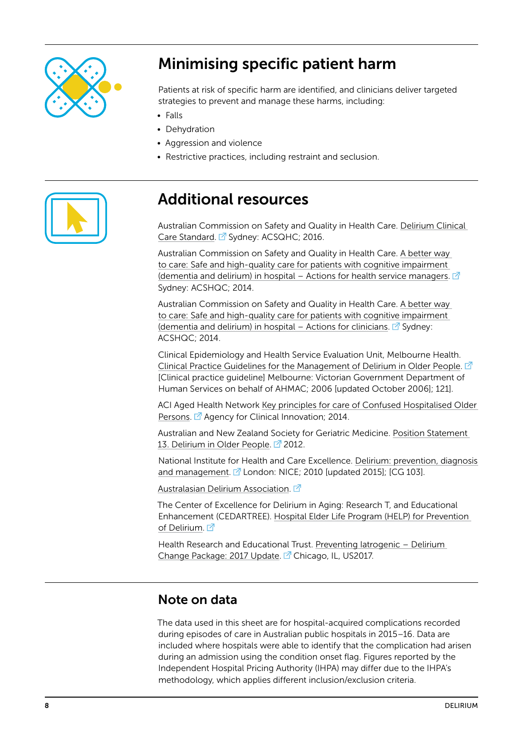## Minimising specific patient harm

Patients at risk of specific harm are identified, and clinicians deliver targeted strategies to prevent and manage these harms, including:

- Falls
- Dehydration
- Aggression and violence
- Restrictive practices, including restraint and seclusion.

## Additional resources

Australian Commission on Safety and Quality in Health Care. Delirium Clinical Care Standard. Sydney: ACSQHC; 2016.

Australian Commission on Safety and Quality in Health Care. A better way to care: Safe and high-quality care for patients with cognitive impairment (dementia and delirium) in hospital – Actions for health service managers. Sydney: ACSHQC; 2014.

Australian Commission on Safety and Quality in Health Care. A better way to care: Safe and high-quality care for patients with cognitive impairment (dementia and delirium) in hospital – Actions for clinicians. Sydney: ACSHQC; 2014.

Clinical Epidemiology and Health Service Evaluation Unit, Melbourne Health. Clinical Practice Guidelines for the Management of Delirium in Older People. [Clinical practice guideline] Melbourne: Victorian Government Department of Human Services on behalf of AHMAC; 2006 [updated October 2006]; 121].

ACI Aged Health Network Key principles for care of Confused Hospitalised Older Persons. Agency for Clinical Innovation; 2014.

Australian and New Zealand Society for Geriatric Medicine. Position Statement 13. Delirium in Older People. 2012.

National Institute for Health and Care Excellence. Delirium: prevention, diagnosis and management. London: NICE; 2010 [updated 2015]; [CG 103].

Australasian Delirium Association.

The Center of Excellence for Delirium in Aging: Research T, and Educational Enhancement (CEDARTREE). Hospital Elder Life Program (HELP) for Prevention of Delirium.

Health Research and Educational Trust. Preventing Iatrogenic – Delirium Change Package: 2017 Update. Chicago, IL, US2017.

## Note on data

The data used in this sheet are for hospital-acquired complications recorded during episodes of care in Australian public hospitals in 2015–16. Data are included where hospitals were able to identify that the complication had arisen during an admission using the condition onset flag. Figures reported by the Independent Hospital Pricing Authority (IHPA) may differ due to the IHPA's methodology, which applies different inclusion/exclusion criteria.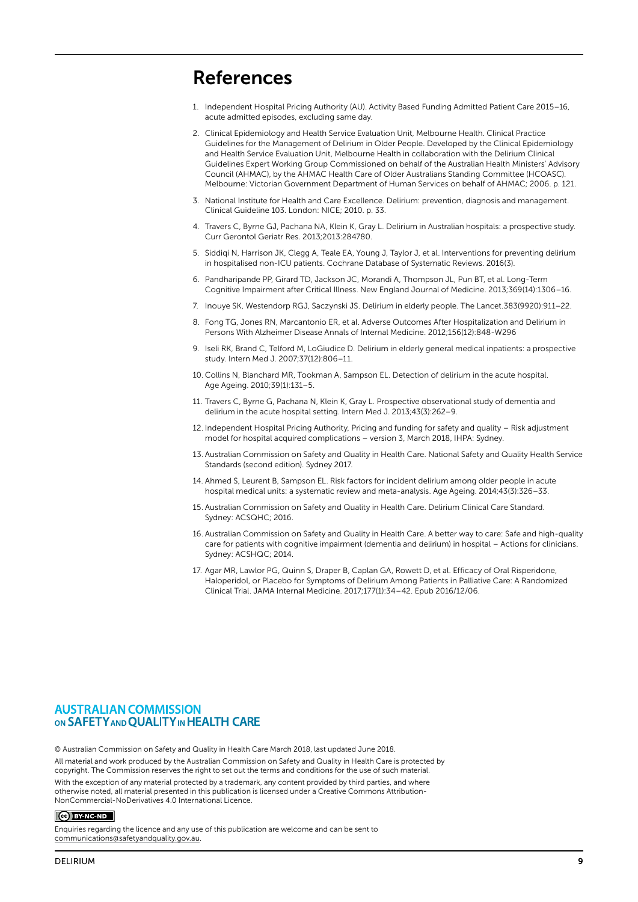# References

1. Independent Hospital Pricing Authority (AU). Activity Based Funding Admitted Patient Care 2015–16, acute admitted episodes, excluding same day.
2. Clinical Epidemiology and Health Service Evaluation Unit, Melbourne Health. Clinical Practice Guidelines for the Management of Delirium in Older People. Developed by the Clinical Epidemiology and Health Service Evaluation Unit, Melbourne Health in collaboration with the Delirium Clinical Guidelines Expert Working Group Commissioned on behalf of the Australian Health Ministers' Advisory Council (AHMAC), by the AHMAC Health Care of Older Australians Standing Committee (HCOASC). Melbourne: Victorian Government Department of Human Services on behalf of AHMAC; 2006. p. 121.
3. National Institute for Health and Care Excellence. Delirium: prevention, diagnosis and management. Clinical Guideline 103. London: NICE; 2010. p. 33.
4. Travers C, Byrne GJ, Pachana NA, Klein K, Gray L. Delirium in Australian hospitals: a prospective study. Curr Gerontol Geriatr Res. 2013;2013:284780.
5. Siddiqi N, Harrison JK, Clegg A, Teale EA, Young J, Taylor J, et al. Interventions for preventing delirium in hospitalised non-ICU patients. Cochrane Database of Systematic Reviews. 2016(3).
6. Pandharipande PP, Girard TD, Jackson JC, Morandi A, Thompson JL, Pun BT, et al. Long-Term Cognitive Impairment after Critical Illness. New England Journal of Medicine. 2013;369(14):1306–16.
7. Inouye SK, Westendorp RGJ, Saczynski JS. Delirium in elderly people. The Lancet.383(9920):911–22.
8. Fong TG, Jones RN, Marcantonio ER, et al. Adverse Outcomes After Hospitalization and Delirium in Persons With Alzheimer Disease Annals of Internal Medicine. 2012;156(12):848-W296
9. Iseli RK, Brand C, Telford M, LoGiudice D. Delirium in elderly general medical inpatients: a prospective study. Intern Med J. 2007;37(12):806–11.
10. Collins N, Blanchard MR, Tookman A, Sampson EL. Detection of delirium in the acute hospital. Age Ageing. 2010;39(1):131–5.
11. Travers C, Byrne G, Pachana N, Klein K, Gray L. Prospective observational study of dementia and delirium in the acute hospital setting. Intern Med J. 2013;43(3):262–9.
12. Independent Hospital Pricing Authority, Pricing and funding for safety and quality – Risk adjustment model for hospital acquired complications – version 3, March 2018, IHPA: Sydney.
13. Australian Commission on Safety and Quality in Health Care. National Safety and Quality Health Service Standards (second edition). Sydney 2017.
14. Ahmed S, Leurent B, Sampson EL. Risk factors for incident delirium among older people in acute hospital medical units: a systematic review and meta-analysis. Age Ageing. 2014;43(3):326–33.
15. Australian Commission on Safety and Quality in Health Care. Delirium Clinical Care Standard. Sydney: ACSQHC; 2016.
16. Australian Commission on Safety and Quality in Health Care. A better way to care: Safe and high-quality care for patients with cognitive impairment (dementia and delirium) in hospital – Actions for clinicians. Sydney: ACSHQC; 2014.
17. Agar MR, Lawlor PG, Quinn S, Draper B, Caplan GA, Rowett D, et al. Efficacy of Oral Risperidone, Haloperidol, or Placebo for Symptoms of Delirium Among Patients in Palliative Care: A Randomized Clinical Trial. JAMA Internal Medicine. 2017;177(1):34–42. Epub 2016/12/06.

**AUSTRALIAN COMMISSION ON SAFETY AND QUALITY IN HEALTH CARE**

© Australian Commission on Safety and Quality in Health Care March 2018, last updated June 2018.

All material and work produced by the Australian Commission on Safety and Quality in Health Care is protected by copyright. The Commission reserves the right to set out the terms and conditions for the use of such material.

With the exception of any material protected by a trademark, any content provided by third parties, and where otherwise noted, all material presented in this publication is licensed under a Creative Commons Attribution-NonCommercial-NoDerivatives 4.0 International Licence.

BY-NC-ND

Enquiries regarding the licence and any use of this publication are welcome and can be sent to communications@safetyandquality.gov.au.